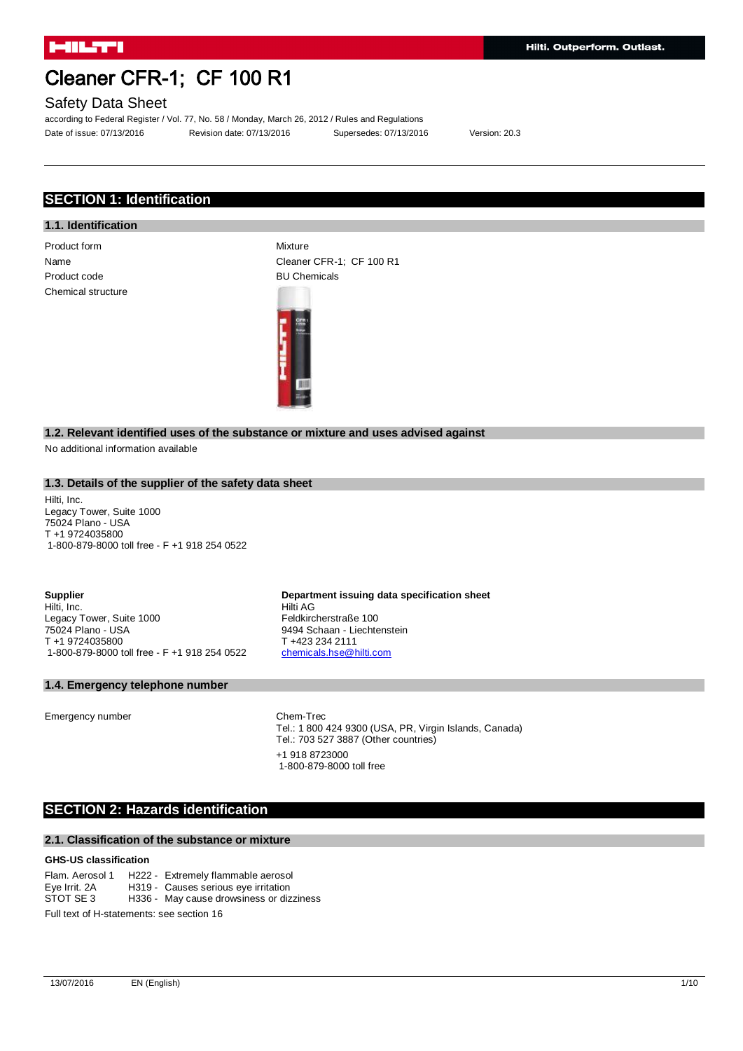# Cleaner CFR-1; CF 100 R1

## Safety Data Sheet

according to Federal Register / Vol. 77, No. 58 / Monday, March 26, 2012 / Rules and Regulations

Date of issue: 07/13/2016 Revision date: 07/13/2016 Supersedes: 07/13/2016 Version: 20.3

## SECTION 1: Identification

### 1.1. Identification

| | |
|---|---|
| Product form | Mixture |
| Name | Cleaner CFR-1; CF 100 R1 |
| Product code | BU Chemicals |
| Chemical structure | |

### 1.2. Relevant identified uses of the substance or mixture and uses advised against

No additional information available

### 1.3. Details of the supplier of the safety data sheet

Hilti, Inc.
Legacy Tower, Suite 1000
75024 Plano - USA
T +1 9724035800
1-800-879-8000 toll free - F +1 918 254 0522

**Supplier**
Hilti, Inc.
Legacy Tower, Suite 1000
75024 Plano - USA
T +1 9724035800
1-800-879-8000 toll free - F +1 918 254 0522

**Department issuing data specification sheet**
Hilti AG
Feldkircherstraße 100
9494 Schaan - Liechtenstein
T +423 234 2111
chemicals.hse@hilti.com

### 1.4. Emergency telephone number

Emergency number: Chem-Trec
Tel.: 1 800 424 9300 (USA, PR, Virgin Islands, Canada)
Tel.: 703 527 3887 (Other countries)
+1 918 8723000
1-800-879-8000 toll free

## SECTION 2: Hazards identification

### 2.1. Classification of the substance or mixture

**GHS-US classification**

| | |
|---|---|
| Flam. Aerosol 1 | H222 - Extremely flammable aerosol |
| Eye Irrit. 2A | H319 - Causes serious eye irritation |
| STOT SE 3 | H336 - May cause drowsiness or dizziness |

Full text of H-statements: see section 16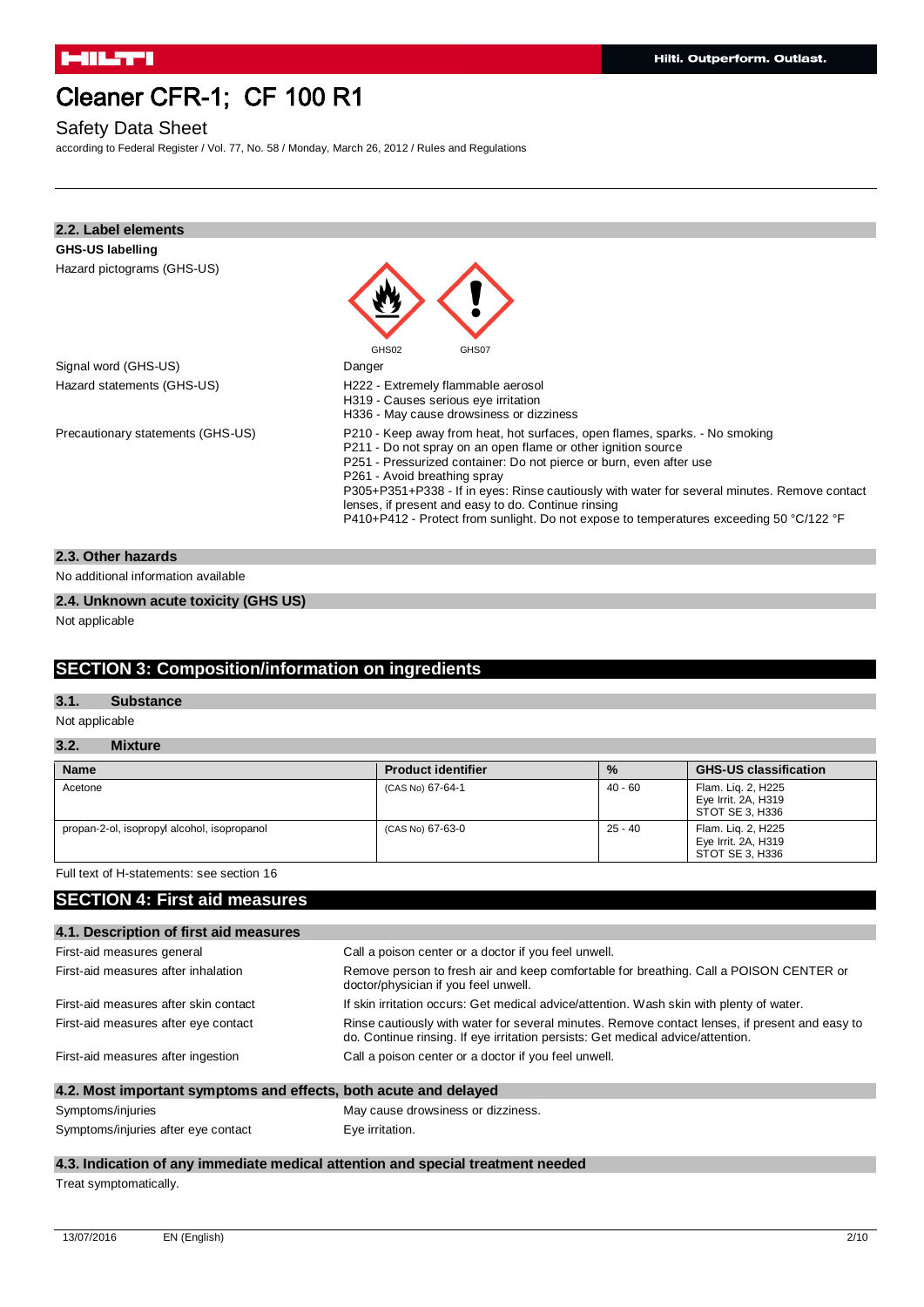## 2.2. Label elements

**GHS-US labelling**

Hazard pictograms (GHS-US)

GHS02 GHS07

| | |
|---|---|
| Signal word (GHS-US) | Danger |
| Hazard statements (GHS-US) | H222 - Extremely flammable aerosol<br>H319 - Causes serious eye irritation<br>H336 - May cause drowsiness or dizziness |
| Precautionary statements (GHS-US) | P210 - Keep away from heat, hot surfaces, open flames, sparks. - No smoking<br>P211 - Do not spray on an open flame or other ignition source<br>P251 - Pressurized container: Do not pierce or burn, even after use<br>P261 - Avoid breathing spray<br>P305+P351+P338 - If in eyes: Rinse cautiously with water for several minutes. Remove contact lenses, if present and easy to do. Continue rinsing<br>P410+P412 - Protect from sunlight. Do not expose to temperatures exceeding 50 °C/122 °F |

## 2.3. Other hazards

No additional information available

## 2.4. Unknown acute toxicity (GHS US)

Not applicable

# SECTION 3: Composition/information on ingredients

## 3.1. Substance

Not applicable

## 3.2. Mixture

| Name | Product identifier | % | GHS-US classification |
|---|---|---|---|
| Acetone | (CAS No) 67-64-1 | 40 - 60 | Flam. Liq. 2, H225<br>Eye Irrit. 2A, H319<br>STOT SE 3, H336 |
| propan-2-ol, isopropyl alcohol, isopropanol | (CAS No) 67-63-0 | 25 - 40 | Flam. Liq. 2, H225<br>Eye Irrit. 2A, H319<br>STOT SE 3, H336 |

Full text of H-statements: see section 16

# SECTION 4: First aid measures

## 4.1. Description of first aid measures

| | |
|---|---|
| First-aid measures general | Call a poison center or a doctor if you feel unwell. |
| First-aid measures after inhalation | Remove person to fresh air and keep comfortable for breathing. Call a POISON CENTER or doctor/physician if you feel unwell. |
| First-aid measures after skin contact | If skin irritation occurs: Get medical advice/attention. Wash skin with plenty of water. |
| First-aid measures after eye contact | Rinse cautiously with water for several minutes. Remove contact lenses, if present and easy to do. Continue rinsing. If eye irritation persists: Get medical advice/attention. |
| First-aid measures after ingestion | Call a poison center or a doctor if you feel unwell. |

## 4.2. Most important symptoms and effects, both acute and delayed

| | |
|---|---|
| Symptoms/injuries | May cause drowsiness or dizziness. |
| Symptoms/injuries after eye contact | Eye irritation. |

## 4.3. Indication of any immediate medical attention and special treatment needed

Treat symptomatically.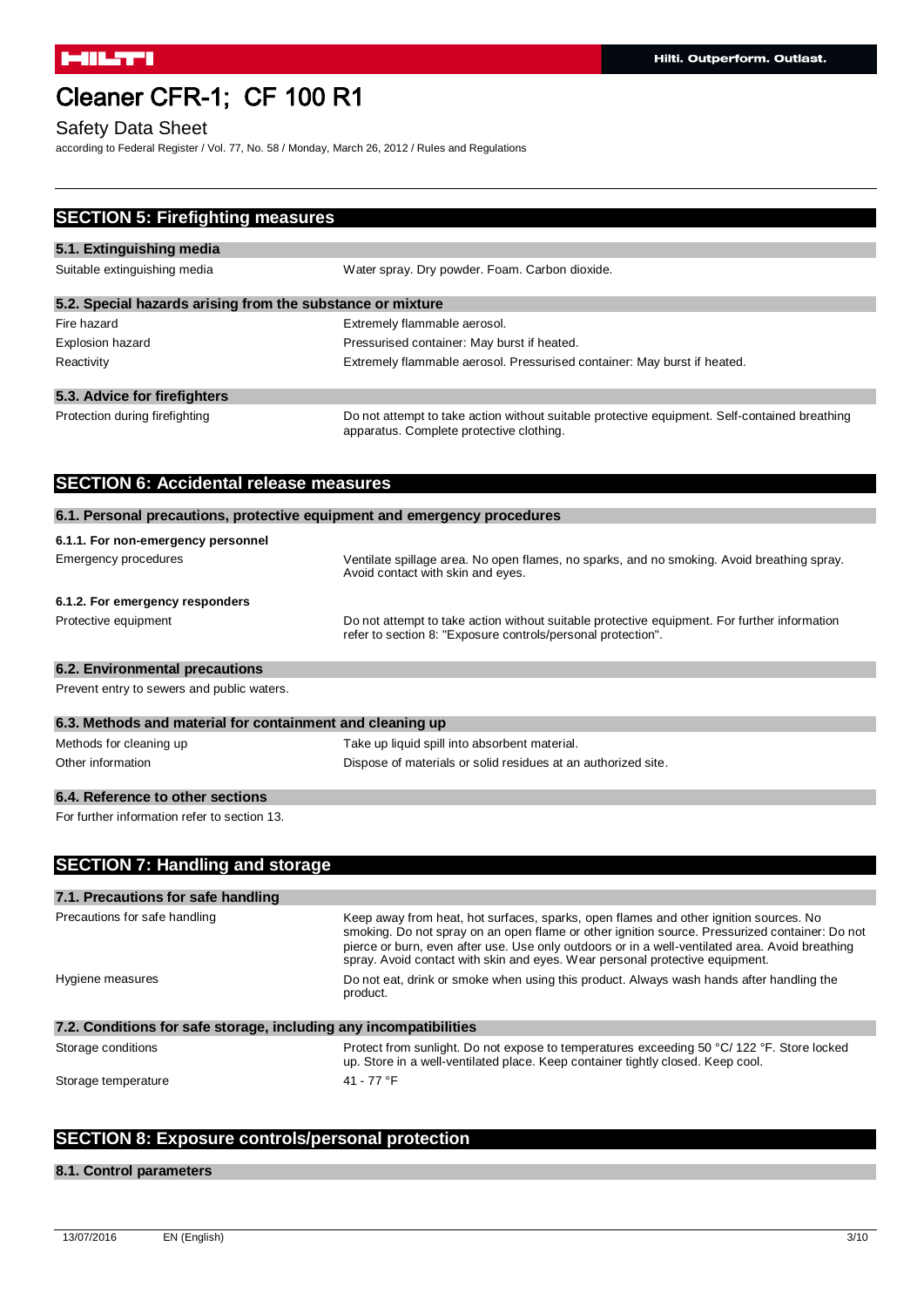## SECTION 5: Firefighting measures

### 5.1. Extinguishing media

| | |
|---|---|
| Suitable extinguishing media | Water spray. Dry powder. Foam. Carbon dioxide. |

### 5.2. Special hazards arising from the substance or mixture

| | |
|---|---|
| Fire hazard | Extremely flammable aerosol. |
| Explosion hazard | Pressurised container: May burst if heated. |
| Reactivity | Extremely flammable aerosol. Pressurised container: May burst if heated. |

### 5.3. Advice for firefighters

| | |
|---|---|
| Protection during firefighting | Do not attempt to take action without suitable protective equipment. Self-contained breathing apparatus. Complete protective clothing. |

## SECTION 6: Accidental release measures

### 6.1. Personal precautions, protective equipment and emergency procedures

#### 6.1.1. For non-emergency personnel

| | |
|---|---|
| Emergency procedures | Ventilate spillage area. No open flames, no sparks, and no smoking. Avoid breathing spray. Avoid contact with skin and eyes. |

#### 6.1.2. For emergency responders

| | |
|---|---|
| Protective equipment | Do not attempt to take action without suitable protective equipment. For further information refer to section 8: "Exposure controls/personal protection". |

### 6.2. Environmental precautions

Prevent entry to sewers and public waters.

### 6.3. Methods and material for containment and cleaning up

| | |
|---|---|
| Methods for cleaning up | Take up liquid spill into absorbent material. |
| Other information | Dispose of materials or solid residues at an authorized site. |

### 6.4. Reference to other sections

For further information refer to section 13.

## SECTION 7: Handling and storage

### 7.1. Precautions for safe handling

| | |
|---|---|
| Precautions for safe handling | Keep away from heat, hot surfaces, sparks, open flames and other ignition sources. No smoking. Do not spray on an open flame or other ignition source. Pressurized container: Do not pierce or burn, even after use. Use only outdoors or in a well-ventilated area. Avoid breathing spray. Avoid contact with skin and eyes. Wear personal protective equipment. |
| Hygiene measures | Do not eat, drink or smoke when using this product. Always wash hands after handling the product. |

### 7.2. Conditions for safe storage, including any incompatibilities

| | |
|---|---|
| Storage conditions | Protect from sunlight. Do not expose to temperatures exceeding 50 °C/ 122 °F. Store locked up. Store in a well-ventilated place. Keep container tightly closed. Keep cool. |
| Storage temperature | 41 - 77 °F |

## SECTION 8: Exposure controls/personal protection

### 8.1. Control parameters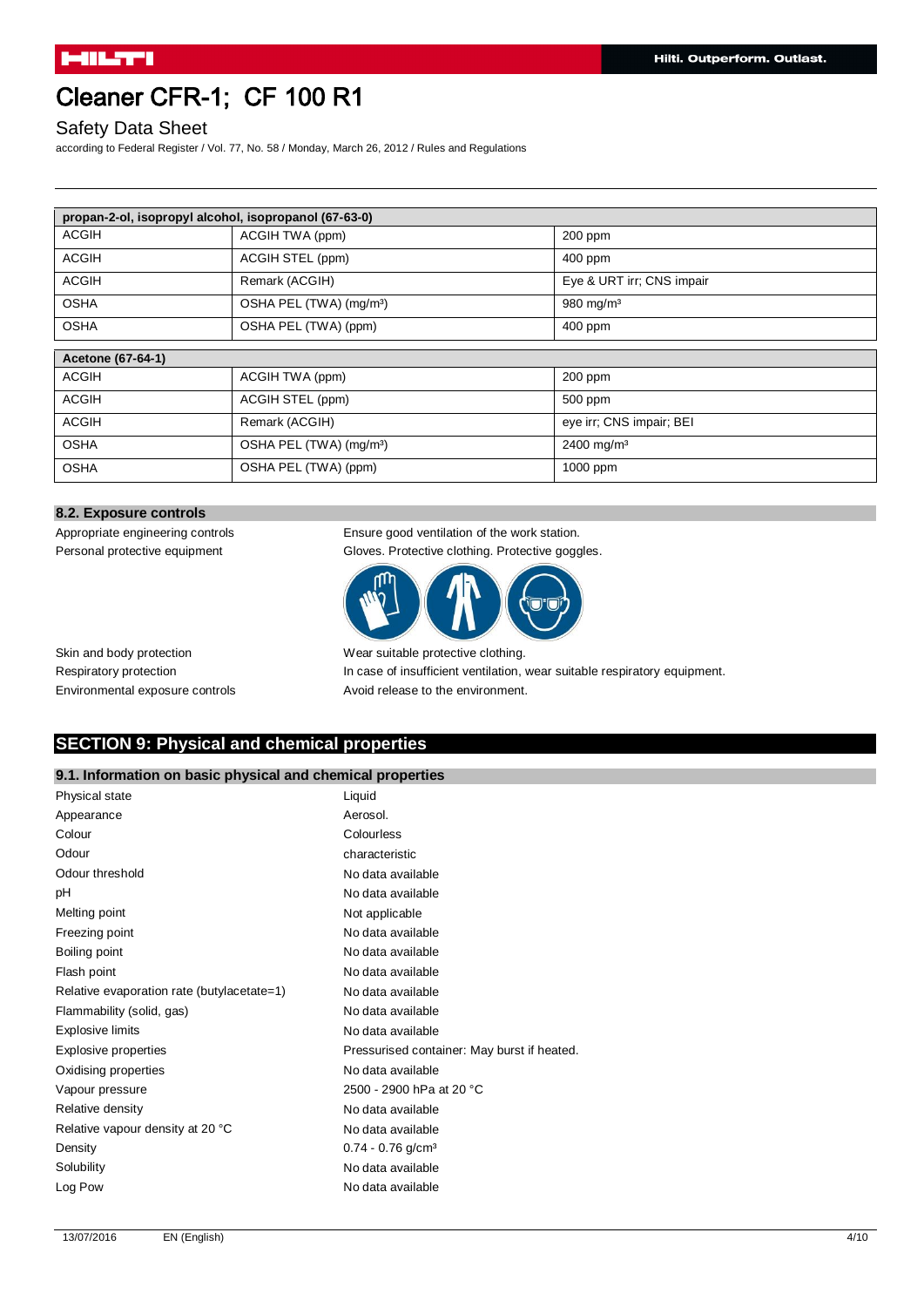| propan-2-ol, isopropyl alcohol, isopropanol (67-63-0) | | |
|---|---|---|
| ACGIH | ACGIH TWA (ppm) | 200 ppm |
| ACGIH | ACGIH STEL (ppm) | 400 ppm |
| ACGIH | Remark (ACGIH) | Eye & URT irr; CNS impair |
| OSHA | OSHA PEL (TWA) (mg/m³) | 980 mg/m³ |
| OSHA | OSHA PEL (TWA) (ppm) | 400 ppm |

| Acetone (67-64-1) | | |
|---|---|---|
| ACGIH | ACGIH TWA (ppm) | 200 ppm |
| ACGIH | ACGIH STEL (ppm) | 500 ppm |
| ACGIH | Remark (ACGIH) | eye irr; CNS impair; BEI |
| OSHA | OSHA PEL (TWA) (mg/m³) | 2400 mg/m³ |
| OSHA | OSHA PEL (TWA) (ppm) | 1000 ppm |

### 8.2. Exposure controls

| | |
|---|---|
| Appropriate engineering controls | Ensure good ventilation of the work station. |
| Personal protective equipment | Gloves. Protective clothing. Protective goggles. |
| Skin and body protection | Wear suitable protective clothing. |
| Respiratory protection | In case of insufficient ventilation, wear suitable respiratory equipment. |
| Environmental exposure controls | Avoid release to the environment. |

## SECTION 9: Physical and chemical properties

### 9.1. Information on basic physical and chemical properties

| | |
|---|---|
| Physical state | Liquid |
| Appearance | Aerosol. |
| Colour | Colourless |
| Odour | characteristic |
| Odour threshold | No data available |
| pH | No data available |
| Melting point | Not applicable |
| Freezing point | No data available |
| Boiling point | No data available |
| Flash point | No data available |
| Relative evaporation rate (butylacetate=1) | No data available |
| Flammability (solid, gas) | No data available |
| Explosive limits | No data available |
| Explosive properties | Pressurised container: May burst if heated. |
| Oxidising properties | No data available |
| Vapour pressure | 2500 - 2900 hPa at 20 °C |
| Relative density | No data available |
| Relative vapour density at 20 °C | No data available |
| Density | 0.74 - 0.76 g/cm³ |
| Solubility | No data available |
| Log Pow | No data available |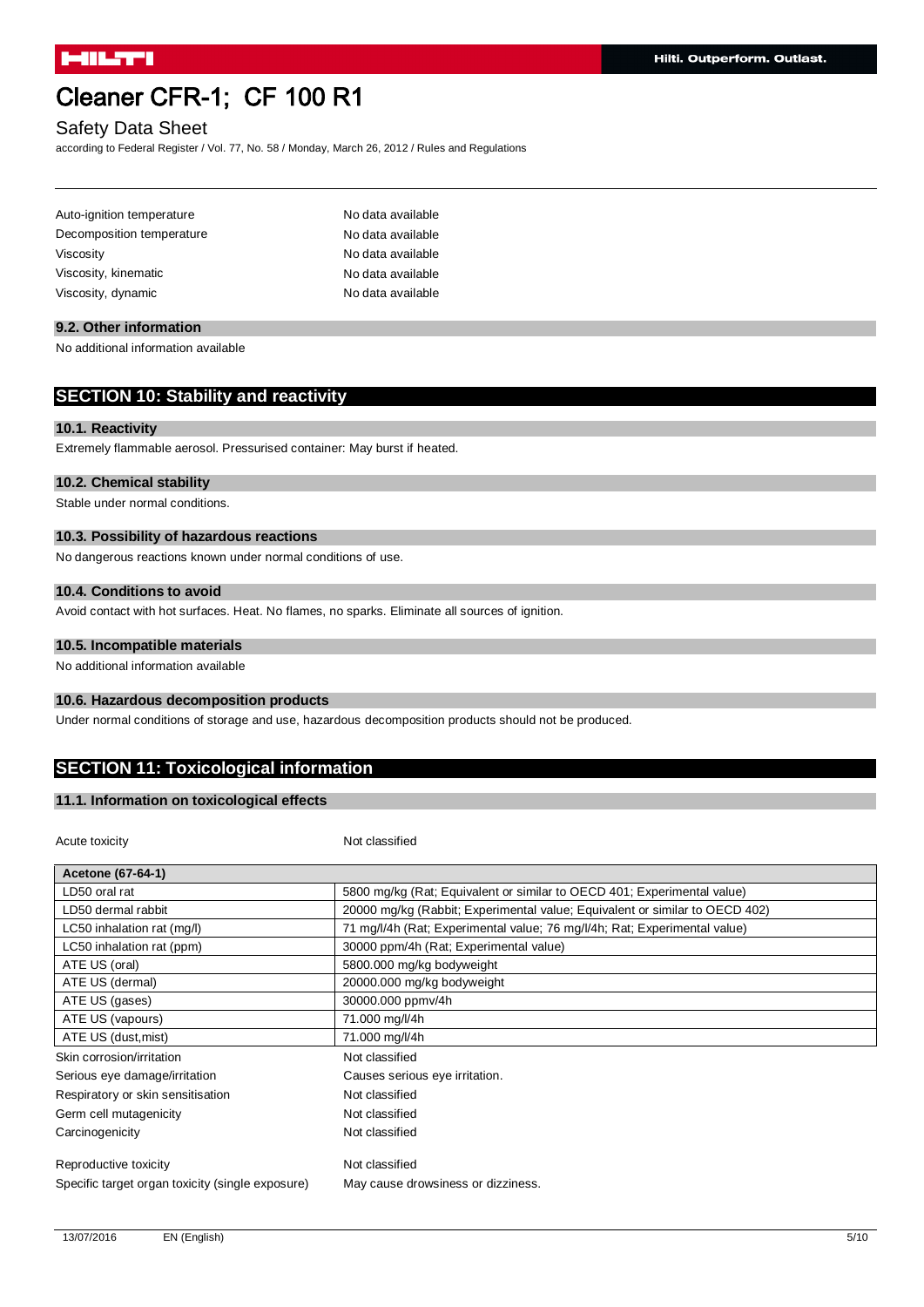| | |
|---|---|
| Auto-ignition temperature | No data available |
| Decomposition temperature | No data available |
| Viscosity | No data available |
| Viscosity, kinematic | No data available |
| Viscosity, dynamic | No data available |

### 9.2. Other information

No additional information available

## SECTION 10: Stability and reactivity

### 10.1. Reactivity

Extremely flammable aerosol. Pressurised container: May burst if heated.

### 10.2. Chemical stability

Stable under normal conditions.

### 10.3. Possibility of hazardous reactions

No dangerous reactions known under normal conditions of use.

### 10.4. Conditions to avoid

Avoid contact with hot surfaces. Heat. No flames, no sparks. Eliminate all sources of ignition.

### 10.5. Incompatible materials

No additional information available

### 10.6. Hazardous decomposition products

Under normal conditions of storage and use, hazardous decomposition products should not be produced.

## SECTION 11: Toxicological information

### 11.1. Information on toxicological effects

Acute toxicity: Not classified

| Acetone (67-64-1) | |
|---|---|
| LD50 oral rat | 5800 mg/kg (Rat; Equivalent or similar to OECD 401; Experimental value) |
| LD50 dermal rabbit | 20000 mg/kg (Rabbit; Experimental value; Equivalent or similar to OECD 402) |
| LC50 inhalation rat (mg/l) | 71 mg/l/4h (Rat; Experimental value; 76 mg/l/4h; Rat; Experimental value) |
| LC50 inhalation rat (ppm) | 30000 ppm/4h (Rat; Experimental value) |
| ATE US (oral) | 5800.000 mg/kg bodyweight |
| ATE US (dermal) | 20000.000 mg/kg bodyweight |
| ATE US (gases) | 30000.000 ppmv/4h |
| ATE US (vapours) | 71.000 mg/l/4h |
| ATE US (dust,mist) | 71.000 mg/l/4h |

| | |
|---|---|
| Skin corrosion/irritation | Not classified |
| Serious eye damage/irritation | Causes serious eye irritation. |
| Respiratory or skin sensitisation | Not classified |
| Germ cell mutagenicity | Not classified |
| Carcinogenicity | Not classified |
| Reproductive toxicity | Not classified |
| Specific target organ toxicity (single exposure) | May cause drowsiness or dizziness. |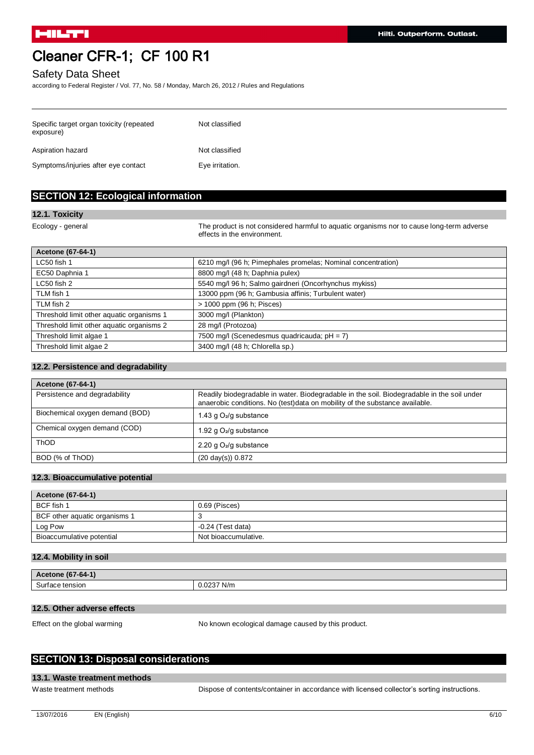| | |
|---|---|
| Specific target organ toxicity (repeated exposure) | Not classified |
| Aspiration hazard | Not classified |
| Symptoms/injuries after eye contact | Eye irritation. |

## SECTION 12: Ecological information

### 12.1. Toxicity

Ecology - general: The product is not considered harmful to aquatic organisms nor to cause long-term adverse effects in the environment.

| Acetone (67-64-1) | |
|---|---|
| LC50 fish 1 | 6210 mg/l (96 h; Pimephales promelas; Nominal concentration) |
| EC50 Daphnia 1 | 8800 mg/l (48 h; Daphnia pulex) |
| LC50 fish 2 | 5540 mg/l 96 h; Salmo gairdneri (Oncorhynchus mykiss) |
| TLM fish 1 | 13000 ppm (96 h; Gambusia affinis; Turbulent water) |
| TLM fish 2 | > 1000 ppm (96 h; Pisces) |
| Threshold limit other aquatic organisms 1 | 3000 mg/l (Plankton) |
| Threshold limit other aquatic organisms 2 | 28 mg/l (Protozoa) |
| Threshold limit algae 1 | 7500 mg/l (Scenedesmus quadricauda; pH = 7) |
| Threshold limit algae 2 | 3400 mg/l (48 h; Chlorella sp.) |

### 12.2. Persistence and degradability

| Acetone (67-64-1) | |
|---|---|
| Persistence and degradability | Readily biodegradable in water. Biodegradable in the soil. Biodegradable in the soil under anaerobic conditions. No (test)data on mobility of the substance available. |
| Biochemical oxygen demand (BOD) | 1.43 g $O_2$/g substance |
| Chemical oxygen demand (COD) | 1.92 g $O_2$/g substance |
| ThOD | 2.20 g $O_2$/g substance |
| BOD (% of ThOD) | (20 day(s)) 0.872 |

### 12.3. Bioaccumulative potential

| Acetone (67-64-1) | |
|---|---|
| BCF fish 1 | 0.69 (Pisces) |
| BCF other aquatic organisms 1 | 3 |
| Log Pow | -0.24 (Test data) |
| Bioaccumulative potential | Not bioaccumulative. |

### 12.4. Mobility in soil

| Acetone (67-64-1) | |
|---|---|
| Surface tension | 0.0237 N/m |

### 12.5. Other adverse effects

Effect on the global warming: No known ecological damage caused by this product.

## SECTION 13: Disposal considerations

### 13.1. Waste treatment methods

Waste treatment methods: Dispose of contents/container in accordance with licensed collector's sorting instructions.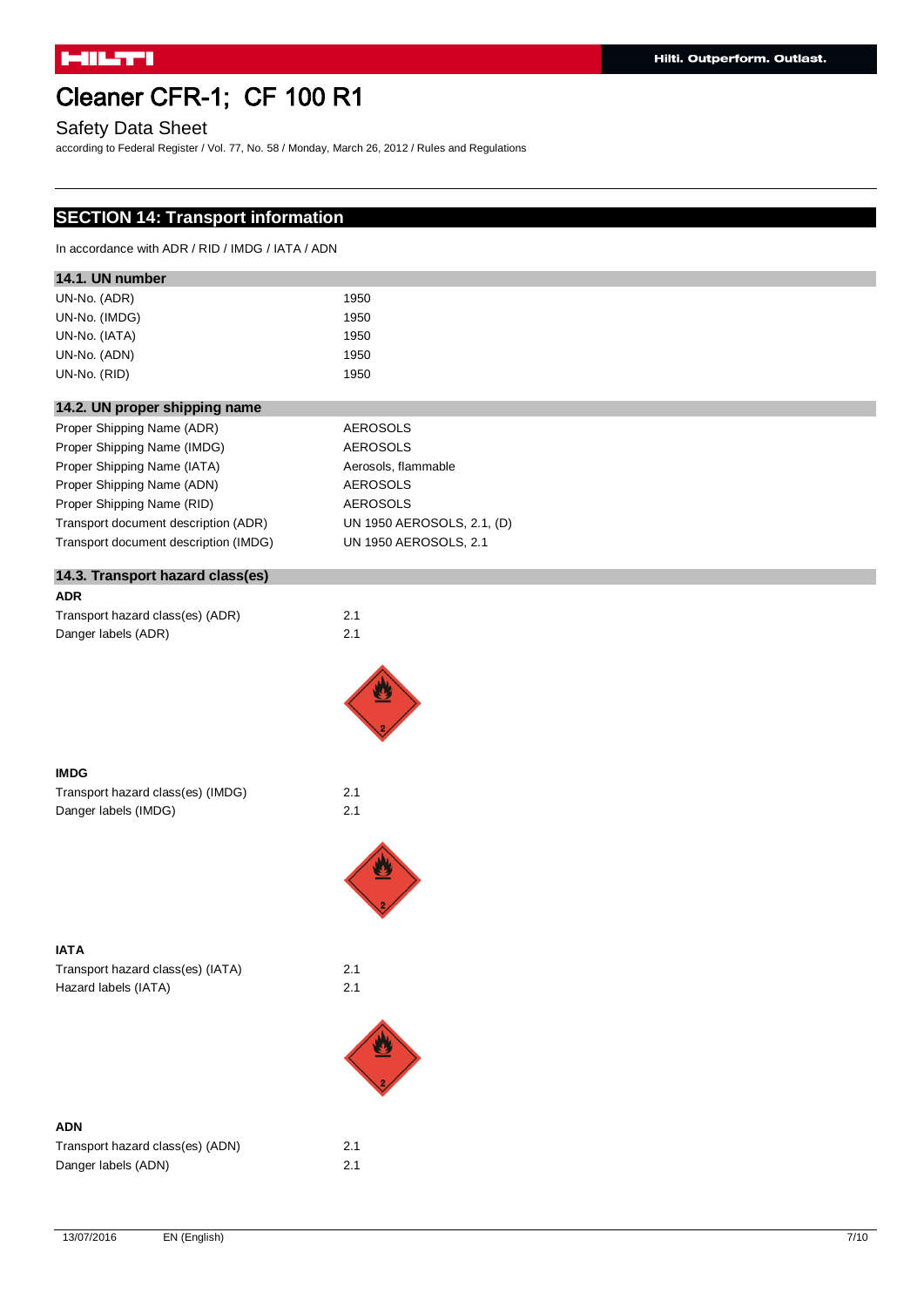# Cleaner CFR-1; CF 100 R1

Safety Data Sheet

according to Federal Register / Vol. 77, No. 58 / Monday, March 26, 2012 / Rules and Regulations

## SECTION 14: Transport information

In accordance with ADR / RID / IMDG / IATA / ADN

### 14.1. UN number

| | |
|---|---|
| UN-No. (ADR) | 1950 |
| UN-No. (IMDG) | 1950 |
| UN-No. (IATA) | 1950 |
| UN-No. (ADN) | 1950 |
| UN-No. (RID) | 1950 |

### 14.2. UN proper shipping name

| | |
|---|---|
| Proper Shipping Name (ADR) | AEROSOLS |
| Proper Shipping Name (IMDG) | AEROSOLS |
| Proper Shipping Name (IATA) | Aerosols, flammable |
| Proper Shipping Name (ADN) | AEROSOLS |
| Proper Shipping Name (RID) | AEROSOLS |
| Transport document description (ADR) | UN 1950 AEROSOLS, 2.1, (D) |
| Transport document description (IMDG) | UN 1950 AEROSOLS, 2.1 |

### 14.3. Transport hazard class(es)

**ADR**

| | |
|---|---|
| Transport hazard class(es) (ADR) | 2.1 |
| Danger labels (ADR) | 2.1 |

**IMDG**

| | |
|---|---|
| Transport hazard class(es) (IMDG) | 2.1 |
| Danger labels (IMDG) | 2.1 |

**IATA**

| | |
|---|---|
| Transport hazard class(es) (IATA) | 2.1 |
| Hazard labels (IATA) | 2.1 |

**ADN**

| | |
|---|---|
| Transport hazard class(es) (ADN) | 2.1 |
| Danger labels (ADN) | 2.1 |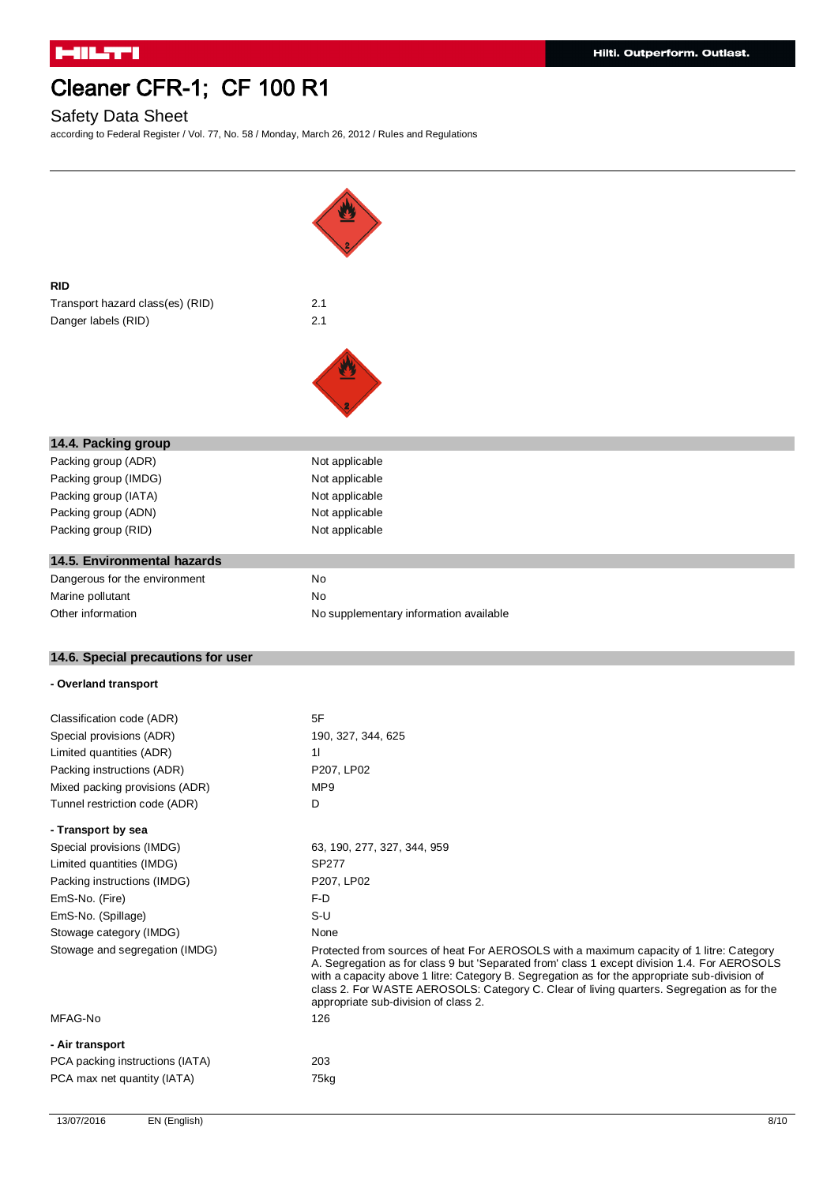**RID**

| | |
|---|---|
| Transport hazard class(es) (RID) | 2.1 |
| Danger labels (RID) | 2.1 |

## 14.4. Packing group

| | |
|---|---|
| Packing group (ADR) | Not applicable |
| Packing group (IMDG) | Not applicable |
| Packing group (IATA) | Not applicable |
| Packing group (ADN) | Not applicable |
| Packing group (RID) | Not applicable |

## 14.5. Environmental hazards

| | |
|---|---|
| Dangerous for the environment | No |
| Marine pollutant | No |
| Other information | No supplementary information available |

## 14.6. Special precautions for user

**- Overland transport**

| | |
|---|---|
| Classification code (ADR) | 5F |
| Special provisions (ADR) | 190, 327, 344, 625 |
| Limited quantities (ADR) | 1l |
| Packing instructions (ADR) | P207, LP02 |
| Mixed packing provisions (ADR) | MP9 |
| Tunnel restriction code (ADR) | D |

**- Transport by sea**

| | |
|---|---|
| Special provisions (IMDG) | 63, 190, 277, 327, 344, 959 |
| Limited quantities (IMDG) | SP277 |
| Packing instructions (IMDG) | P207, LP02 |
| EmS-No. (Fire) | F-D |
| EmS-No. (Spillage) | S-U |
| Stowage category (IMDG) | None |
| Stowage and segregation (IMDG) | Protected from sources of heat For AEROSOLS with a maximum capacity of 1 litre: Category A. Segregation as for class 9 but 'Separated from' class 1 except division 1.4. For AEROSOLS with a capacity above 1 litre: Category B. Segregation as for the appropriate sub-division of class 2. For WASTE AEROSOLS: Category C. Clear of living quarters. Segregation as for the appropriate sub-division of class 2. |
| MFAG-No | 126 |

**- Air transport**

| | |
|---|---|
| PCA packing instructions (IATA) | 203 |
| PCA max net quantity (IATA) | 75kg |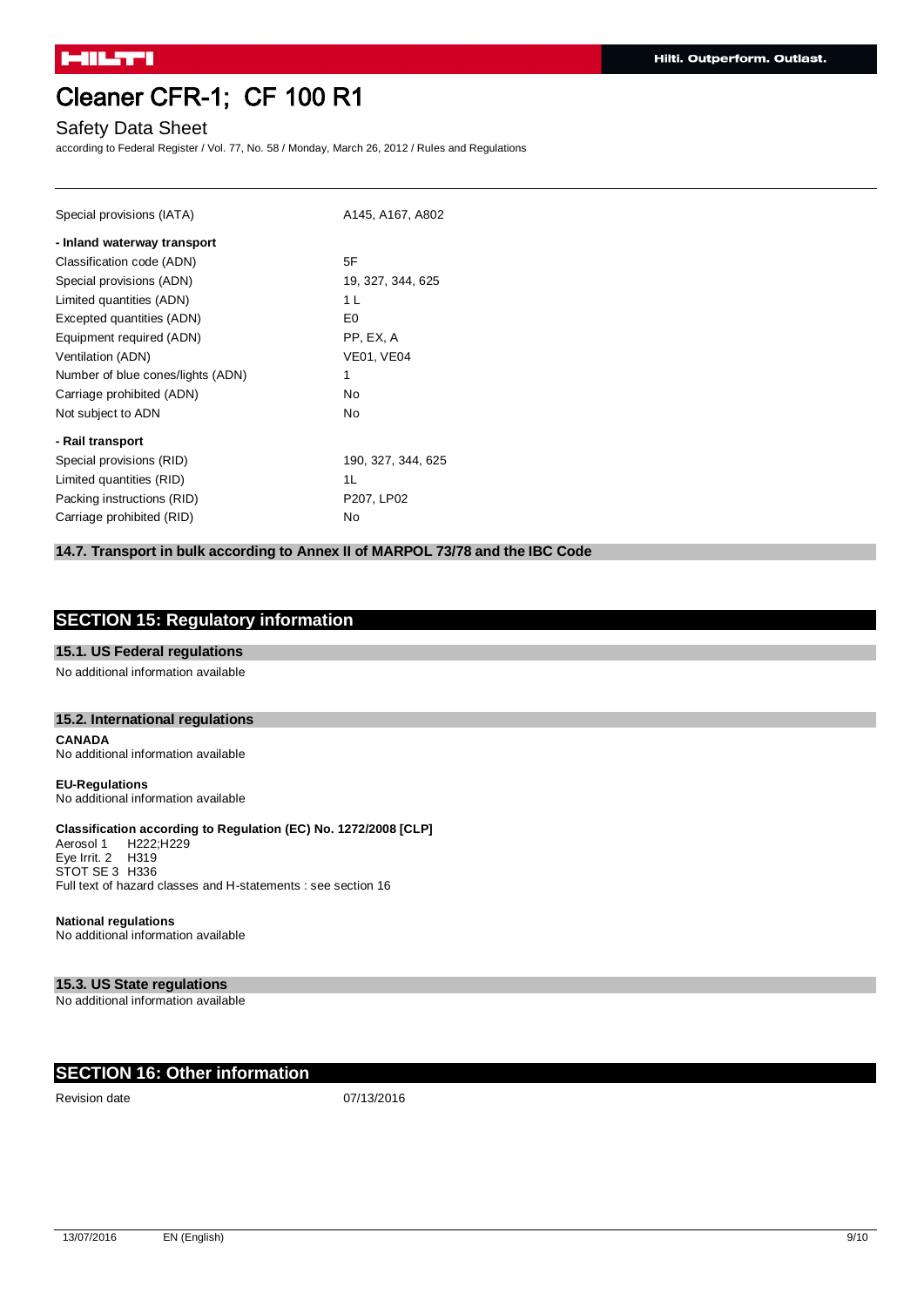| | |
|---|---|
| Special provisions (IATA) | A145, A167, A802 |
| **- Inland waterway transport** | |
| Classification code (ADN) | 5F |
| Special provisions (ADN) | 19, 327, 344, 625 |
| Limited quantities (ADN) | 1 L |
| Excepted quantities (ADN) | E0 |
| Equipment required (ADN) | PP, EX, A |
| Ventilation (ADN) | VE01, VE04 |
| Number of blue cones/lights (ADN) | 1 |
| Carriage prohibited (ADN) | No |
| Not subject to ADN | No |
| **- Rail transport** | |
| Special provisions (RID) | 190, 327, 344, 625 |
| Limited quantities (RID) | 1L |
| Packing instructions (RID) | P207, LP02 |
| Carriage prohibited (RID) | No |

### 14.7. Transport in bulk according to Annex II of MARPOL 73/78 and the IBC Code

## SECTION 15: Regulatory information

### 15.1. US Federal regulations

No additional information available

### 15.2. International regulations

**CANADA**
No additional information available

**EU-Regulations**
No additional information available

**Classification according to Regulation (EC) No. 1272/2008 [CLP]**
Aerosol 1 H222;H229
Eye Irrit. 2 H319
STOT SE 3 H336
Full text of hazard classes and H-statements : see section 16

**National regulations**
No additional information available

### 15.3. US State regulations

No additional information available

## SECTION 16: Other information

| | |
|---|---|
| Revision date | 07/13/2016 |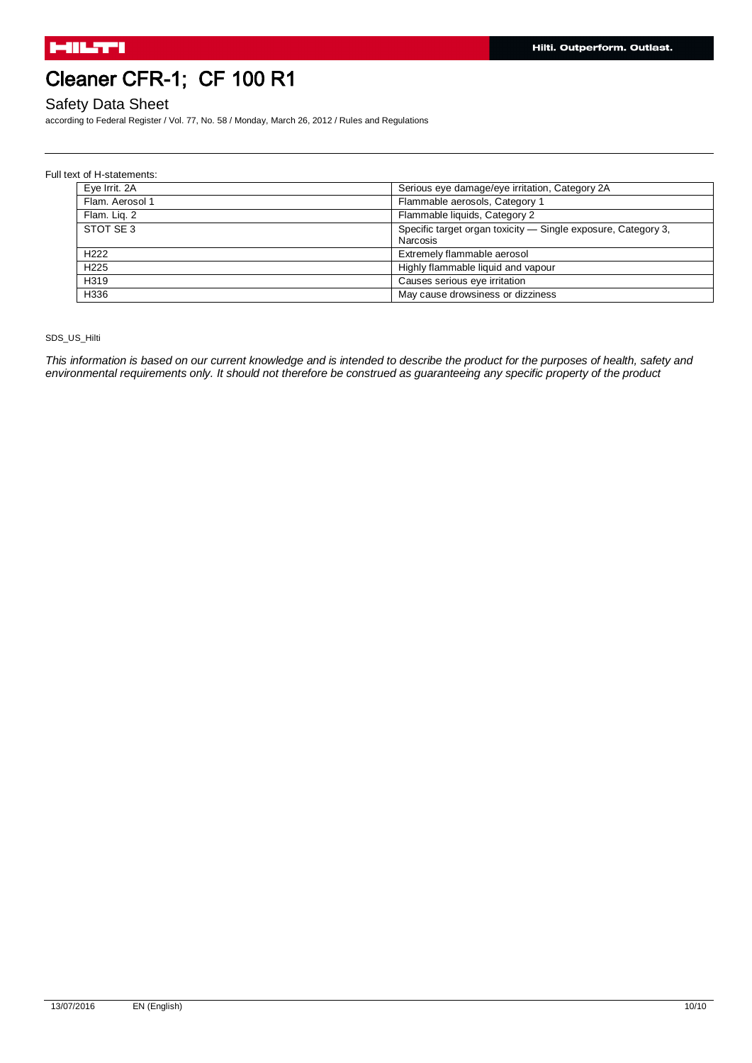Full text of H-statements:

| | |
|---|---|
| Eye Irrit. 2A | Serious eye damage/eye irritation, Category 2A |
| Flam. Aerosol 1 | Flammable aerosols, Category 1 |
| Flam. Liq. 2 | Flammable liquids, Category 2 |
| STOT SE 3 | Specific target organ toxicity — Single exposure, Category 3, Narcosis |
| H222 | Extremely flammable aerosol |
| H225 | Highly flammable liquid and vapour |
| H319 | Causes serious eye irritation |
| H336 | May cause drowsiness or dizziness |

SDS_US_Hilti

*This information is based on our current knowledge and is intended to describe the product for the purposes of health, safety and environmental requirements only. It should not therefore be construed as guaranteeing any specific property of the product*